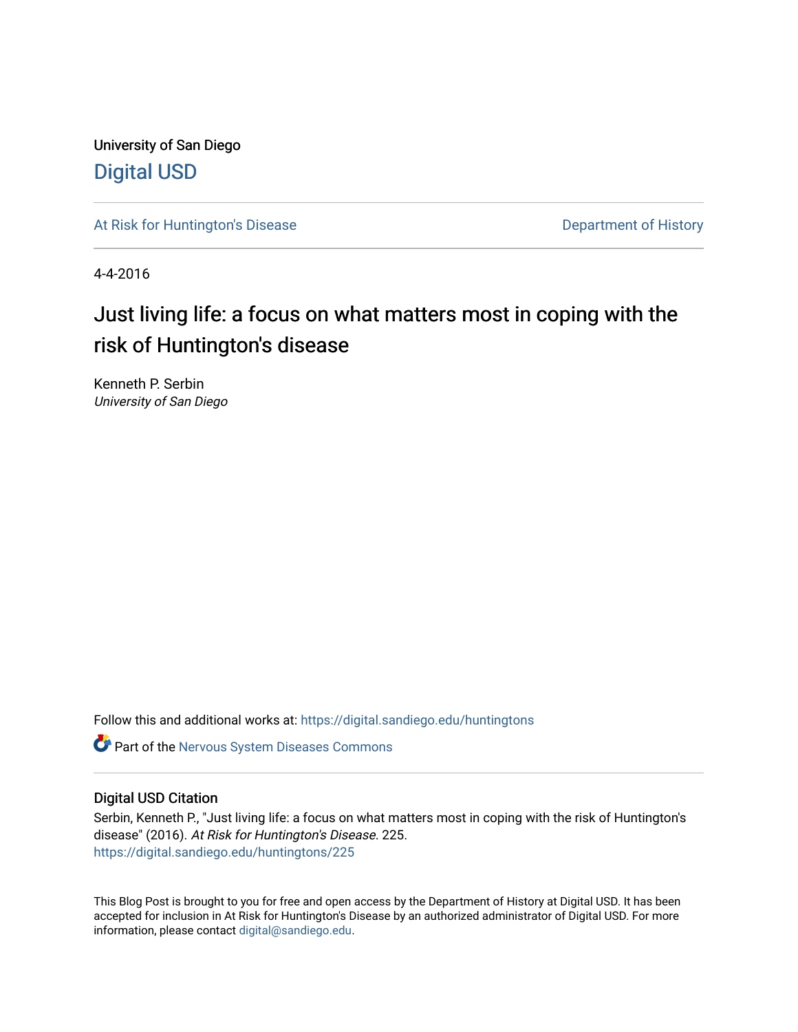University of San Diego

# Digital USD

At Risk for Huntington's Disease

Department of History

4-4-2016

# Just living life: a focus on what matters most in coping with the risk of Huntington's disease

Kenneth P. Serbin
*University of San Diego*

Follow this and additional works at: https://digital.sandiego.edu/huntingtons

Part of the Nervous System Diseases Commons

## Digital USD Citation

Serbin, Kenneth P., "Just living life: a focus on what matters most in coping with the risk of Huntington's disease" (2016). *At Risk for Huntington's Disease*. 225.
https://digital.sandiego.edu/huntingtons/225

This Blog Post is brought to you for free and open access by the Department of History at Digital USD. It has been accepted for inclusion in At Risk for Huntington's Disease by an authorized administrator of Digital USD. For more information, please contact digital@sandiego.edu.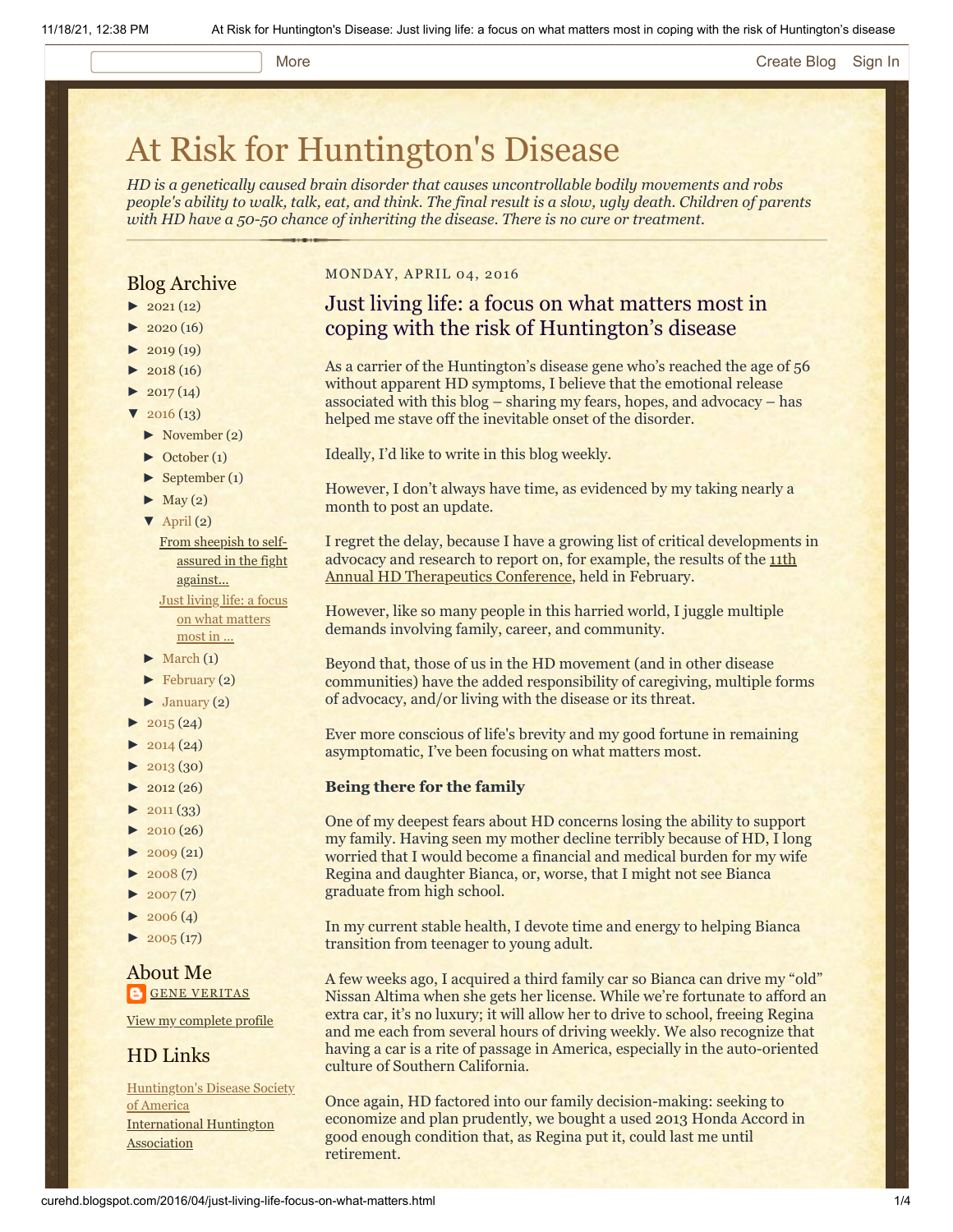# At Risk for Huntington's Disease

*HD is a genetically caused brain disorder that causes uncontrollable bodily movements and robs people's ability to walk, talk, eat, and think. The final result is a slow, ugly death. Children of parents with HD have a 50-50 chance of inheriting the disease. There is no cure or treatment.*

## Blog Archive

- ► 2021 (12)
- ► 2020 (16)
- ► 2019 (19)
- ► 2018 (16)
- ► 2017 (14)
- ▼ 2016 (13)
  - ► November (2)
  - ► October (1)
  - ► September (1)
  - ► May (2)
  - ▼ April (2)
    - From sheepish to self-assured in the fight against...
    - Just living life: a focus on what matters most in ...
  - ► March (1)
  - ► February (2)
  - ► January (2)
- ► 2015 (24)
- ► 2014 (24)
- ► 2013 (30)
- ► 2012 (26)
- ► 2011 (33)
- ► 2010 (26)
- ► 2009 (21)
- ► 2008 (7)
- ► 2007 (7)
- ► 2006 (4)
- ► 2005 (17)

## About Me

GENE VERITAS

View my complete profile

## HD Links

Huntington's Disease Society of America

International Huntington Association

MONDAY, APRIL 04, 2016

## Just living life: a focus on what matters most in coping with the risk of Huntington's disease

As a carrier of the Huntington's disease gene who's reached the age of 56 without apparent HD symptoms, I believe that the emotional release associated with this blog – sharing my fears, hopes, and advocacy – has helped me stave off the inevitable onset of the disorder.

Ideally, I'd like to write in this blog weekly.

However, I don't always have time, as evidenced by my taking nearly a month to post an update.

I regret the delay, because I have a growing list of critical developments in advocacy and research to report on, for example, the results of the 11th Annual HD Therapeutics Conference, held in February.

However, like so many people in this harried world, I juggle multiple demands involving family, career, and community.

Beyond that, those of us in the HD movement (and in other disease communities) have the added responsibility of caregiving, multiple forms of advocacy, and/or living with the disease or its threat.

Ever more conscious of life's brevity and my good fortune in remaining asymptomatic, I've been focusing on what matters most.

**Being there for the family**

One of my deepest fears about HD concerns losing the ability to support my family. Having seen my mother decline terribly because of HD, I long worried that I would become a financial and medical burden for my wife Regina and daughter Bianca, or, worse, that I might not see Bianca graduate from high school.

In my current stable health, I devote time and energy to helping Bianca transition from teenager to young adult.

A few weeks ago, I acquired a third family car so Bianca can drive my "old" Nissan Altima when she gets her license. While we're fortunate to afford an extra car, it's no luxury; it will allow her to drive to school, freeing Regina and me each from several hours of driving weekly. We also recognize that having a car is a rite of passage in America, especially in the auto-oriented culture of Southern California.

Once again, HD factored into our family decision-making: seeking to economize and plan prudently, we bought a used 2013 Honda Accord in good enough condition that, as Regina put it, could last me until retirement.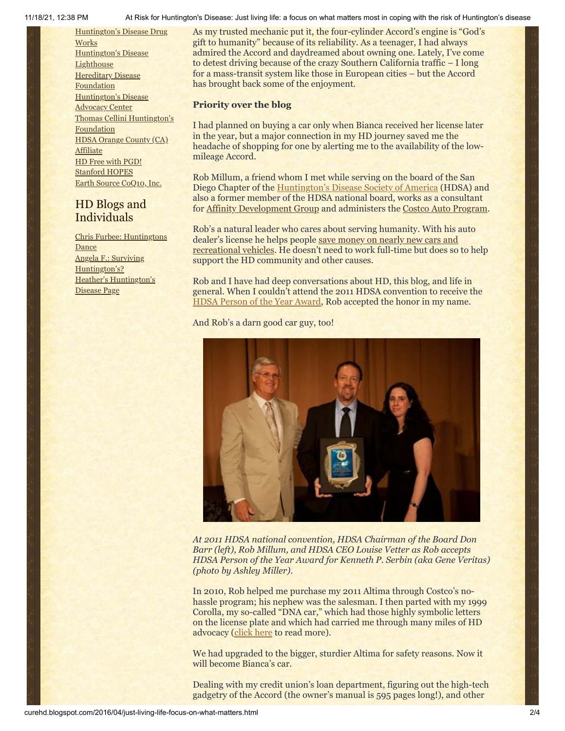Huntington's Disease Drug Works
Huntington's Disease Lighthouse
Hereditary Disease Foundation
Huntington's Disease Advocacy Center
Thomas Cellini Huntington's Foundation
HDSA Orange County (CA) Affiliate
HD Free with PGD!
Stanford HOPES
Earth Source CoQ10, Inc.

## HD Blogs and Individuals

Chris Furbee: Huntingtons Dance
Angela F.: Surviving Huntington's?
Heather's Huntington's Disease Page

As my trusted mechanic put it, the four-cylinder Accord's engine is "God's gift to humanity" because of its reliability. As a teenager, I had always admired the Accord and daydreamed about owning one. Lately, I've come to detest driving because of the crazy Southern California traffic – I long for a mass-transit system like those in European cities – but the Accord has brought back some of the enjoyment.

**Priority over the blog**

I had planned on buying a car only when Bianca received her license later in the year, but a major connection in my HD journey saved me the headache of shopping for one by alerting me to the availability of the low-mileage Accord.

Rob Millum, a friend whom I met while serving on the board of the San Diego Chapter of the Huntington's Disease Society of America (HDSA) and also a former member of the HDSA national board, works as a consultant for Affinity Development Group and administers the Costco Auto Program.

Rob's a natural leader who cares about serving humanity. With his auto dealer's license he helps people save money on nearly new cars and recreational vehicles. He doesn't need to work full-time but does so to help support the HD community and other causes.

Rob and I have had deep conversations about HD, this blog, and life in general. When I couldn't attend the 2011 HDSA convention to receive the HDSA Person of the Year Award, Rob accepted the honor in my name.

And Rob's a darn good car guy, too!

*At 2011 HDSA national convention, HDSA Chairman of the Board Don Barr (left), Rob Millum, and HDSA CEO Louise Vetter as Rob accepts HDSA Person of the Year Award for Kenneth P. Serbin (aka Gene Veritas) (photo by Ashley Miller).*

In 2010, Rob helped me purchase my 2011 Altima through Costco's no-hassle program; his nephew was the salesman. I then parted with my 1999 Corolla, my so-called "DNA car," which had those highly symbolic letters on the license plate and which had carried me through many miles of HD advocacy (click here to read more).

We had upgraded to the bigger, sturdier Altima for safety reasons. Now it will become Bianca's car.

Dealing with my credit union's loan department, figuring out the high-tech gadgetry of the Accord (the owner's manual is 595 pages long!), and other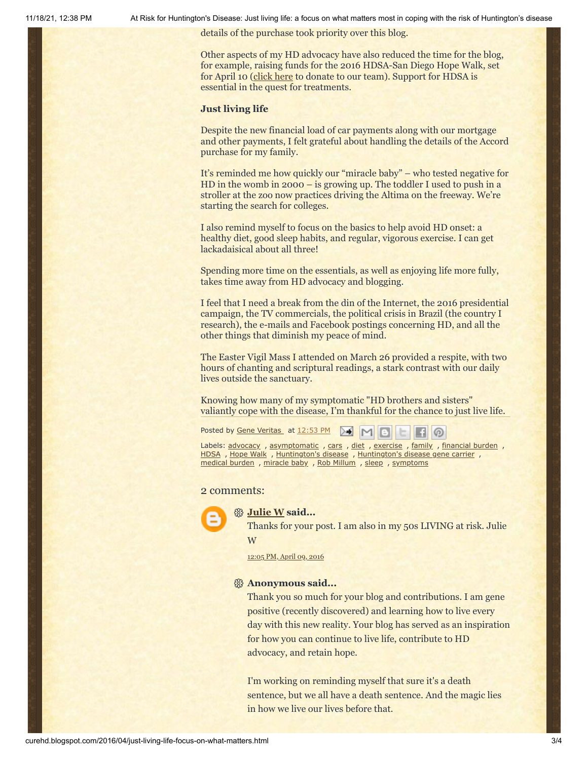details of the purchase took priority over this blog.

Other aspects of my HD advocacy have also reduced the time for the blog, for example, raising funds for the 2016 HDSA-San Diego Hope Walk, set for April 10 (click here to donate to our team). Support for HDSA is essential in the quest for treatments.

**Just living life**

Despite the new financial load of car payments along with our mortgage and other payments, I felt grateful about handling the details of the Accord purchase for my family.

It's reminded me how quickly our "miracle baby" – who tested negative for HD in the womb in 2000 – is growing up. The toddler I used to push in a stroller at the zoo now practices driving the Altima on the freeway. We're starting the search for colleges.

I also remind myself to focus on the basics to help avoid HD onset: a healthy diet, good sleep habits, and regular, vigorous exercise. I can get lackadaisical about all three!

Spending more time on the essentials, as well as enjoying life more fully, takes time away from HD advocacy and blogging.

I feel that I need a break from the din of the Internet, the 2016 presidential campaign, the TV commercials, the political crisis in Brazil (the country I research), the e-mails and Facebook postings concerning HD, and all the other things that diminish my peace of mind.

The Easter Vigil Mass I attended on March 26 provided a respite, with two hours of chanting and scriptural readings, a stark contrast with our daily lives outside the sanctuary.

Knowing how many of my symptomatic "HD brothers and sisters" valiantly cope with the disease, I'm thankful for the chance to just live life.

Posted by Gene Veritas at 12:53 PM

Labels: advocacy , asymptomatic , cars , diet , exercise , family , financial burden , HDSA , Hope Walk , Huntington's disease , Huntington's disease gene carrier , medical burden , miracle baby , Rob Millum , sleep , symptoms

## 2 comments:

**Julie W said...**

Thanks for your post. I am also in my 50s LIVING at risk. Julie W

12:05 PM, April 09, 2016

**Anonymous said...**

Thank you so much for your blog and contributions. I am gene positive (recently discovered) and learning how to live every day with this new reality. Your blog has served as an inspiration for how you can continue to live life, contribute to HD advocacy, and retain hope.

I'm working on reminding myself that sure it's a death sentence, but we all have a death sentence. And the magic lies in how we live our lives before that.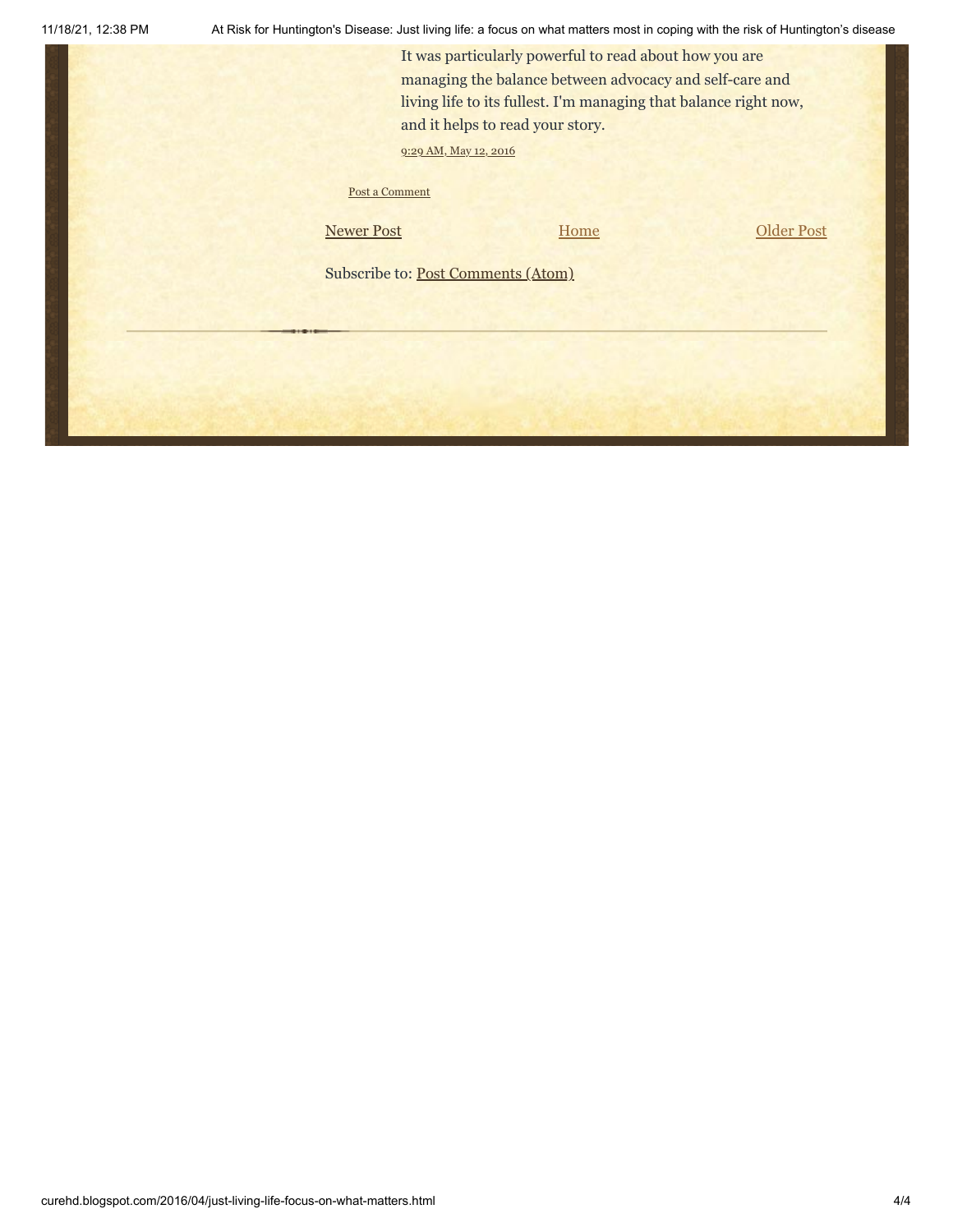It was particularly powerful to read about how you are managing the balance between advocacy and self-care and living life to its fullest. I'm managing that balance right now, and it helps to read your story.

9:29 AM, May 12, 2016

Post a Comment

Newer Post | Home | Older Post

Subscribe to: Post Comments (Atom)